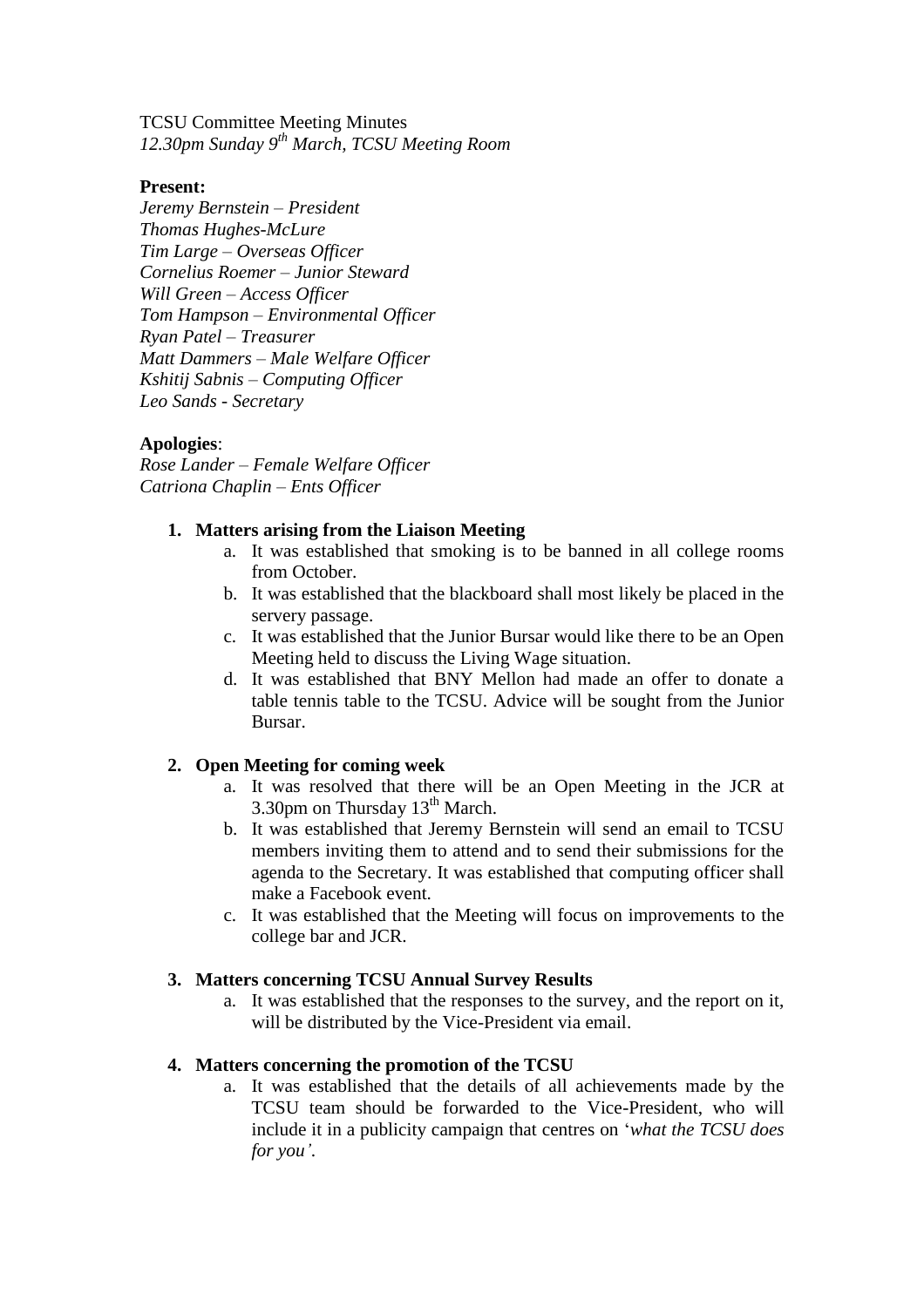TCSU Committee Meeting Minutes

*12.30pm Sunday 9th March, TCSU Meeting Room*

**Present:**

*Jeremy Bernstein – President*
*Thomas Hughes-McLure*
*Tim Large – Overseas Officer*
*Cornelius Roemer – Junior Steward*
*Will Green – Access Officer*
*Tom Hampson – Environmental Officer*
*Ryan Patel – Treasurer*
*Matt Dammers – Male Welfare Officer*
*Kshitij Sabnis – Computing Officer*
*Leo Sands - Secretary*

**Apologies**:

*Rose Lander – Female Welfare Officer*
*Catriona Chaplin – Ents Officer*

1. **Matters arising from the Liaison Meeting**
    a. It was established that smoking is to be banned in all college rooms from October.
    b. It was established that the blackboard shall most likely be placed in the servery passage.
    c. It was established that the Junior Bursar would like there to be an Open Meeting held to discuss the Living Wage situation.
    d. It was established that BNY Mellon had made an offer to donate a table tennis table to the TCSU. Advice will be sought from the Junior Bursar.

2. **Open Meeting for coming week**
    a. It was resolved that there will be an Open Meeting in the JCR at 3.30pm on Thursday 13th March.
    b. It was established that Jeremy Bernstein will send an email to TCSU members inviting them to attend and to send their submissions for the agenda to the Secretary. It was established that computing officer shall make a Facebook event.
    c. It was established that the Meeting will focus on improvements to the college bar and JCR.

3. **Matters concerning TCSU Annual Survey Results**
    a. It was established that the responses to the survey, and the report on it, will be distributed by the Vice-President via email.

4. **Matters concerning the promotion of the TCSU**
    a. It was established that the details of all achievements made by the TCSU team should be forwarded to the Vice-President, who will include it in a publicity campaign that centres on '*what the TCSU does for you'*.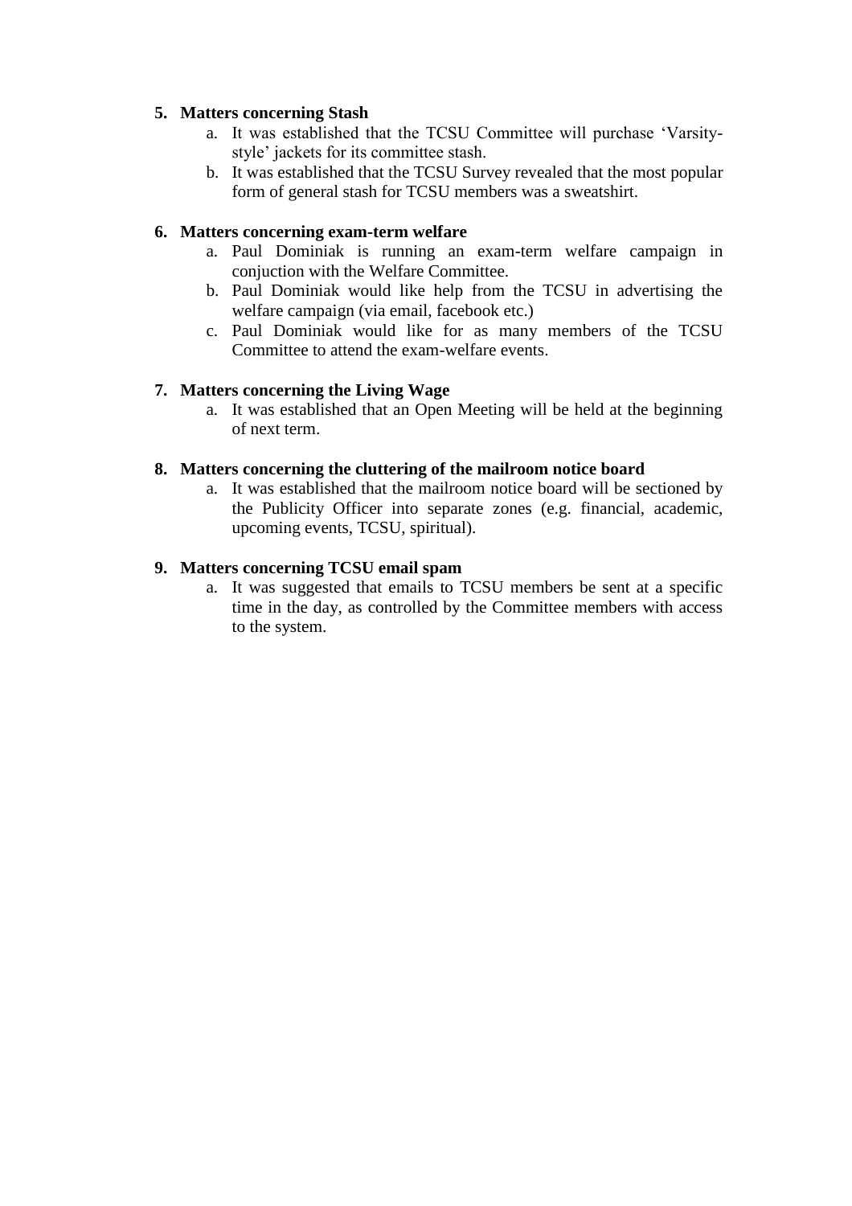5. **Matters concerning Stash**
    a. It was established that the TCSU Committee will purchase 'Varsity-style' jackets for its committee stash.
    b. It was established that the TCSU Survey revealed that the most popular form of general stash for TCSU members was a sweatshirt.

6. **Matters concerning exam-term welfare**
    a. Paul Dominiak is running an exam-term welfare campaign in conjuction with the Welfare Committee.
    b. Paul Dominiak would like help from the TCSU in advertising the welfare campaign (via email, facebook etc.)
    c. Paul Dominiak would like for as many members of the TCSU Committee to attend the exam-welfare events.

7. **Matters concerning the Living Wage**
    a. It was established that an Open Meeting will be held at the beginning of next term.

8. **Matters concerning the cluttering of the mailroom notice board**
    a. It was established that the mailroom notice board will be sectioned by the Publicity Officer into separate zones (e.g. financial, academic, upcoming events, TCSU, spiritual).

9. **Matters concerning TCSU email spam**
    a. It was suggested that emails to TCSU members be sent at a specific time in the day, as controlled by the Committee members with access to the system.